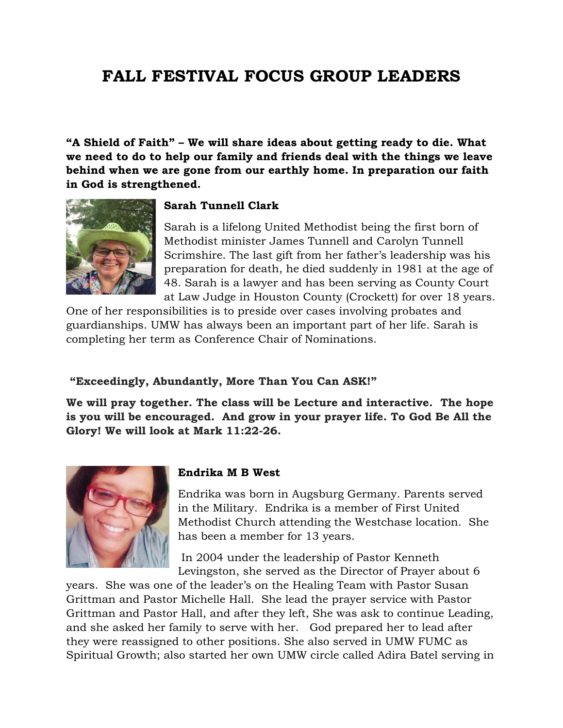# FALL FESTIVAL FOCUS GROUP LEADERS

**"A Shield of Faith" – We will share ideas about getting ready to die. What we need to do to help our family and friends deal with the things we leave behind when we are gone from our earthly home. In preparation our faith in God is strengthened.**

### Sarah Tunnell Clark

Sarah is a lifelong United Methodist being the first born of Methodist minister James Tunnell and Carolyn Tunnell Scrimshire. The last gift from her father's leadership was his preparation for death, he died suddenly in 1981 at the age of 48. Sarah is a lawyer and has been serving as County Court at Law Judge in Houston County (Crockett) for over 18 years. One of her responsibilities is to preside over cases involving probates and guardianships. UMW has always been an important part of her life. Sarah is completing her term as Conference Chair of Nominations.

**"Exceedingly, Abundantly, More Than You Can ASK!"**

**We will pray together. The class will be Lecture and interactive. The hope is you will be encouraged. And grow in your prayer life. To God Be All the Glory! We will look at Mark 11:22-26.**

### Endrika M B West

Endrika was born in Augsburg Germany. Parents served in the Military. Endrika is a member of First United Methodist Church attending the Westchase location. She has been a member for 13 years.

In 2004 under the leadership of Pastor Kenneth Levingston, she served as the Director of Prayer about 6 years. She was one of the leader's on the Healing Team with Pastor Susan Grittman and Pastor Michelle Hall. She lead the prayer service with Pastor Grittman and Pastor Hall, and after they left, She was ask to continue Leading, and she asked her family to serve with her. God prepared her to lead after they were reassigned to other positions. She also served in UMW FUMC as Spiritual Growth; also started her own UMW circle called Adira Batel serving in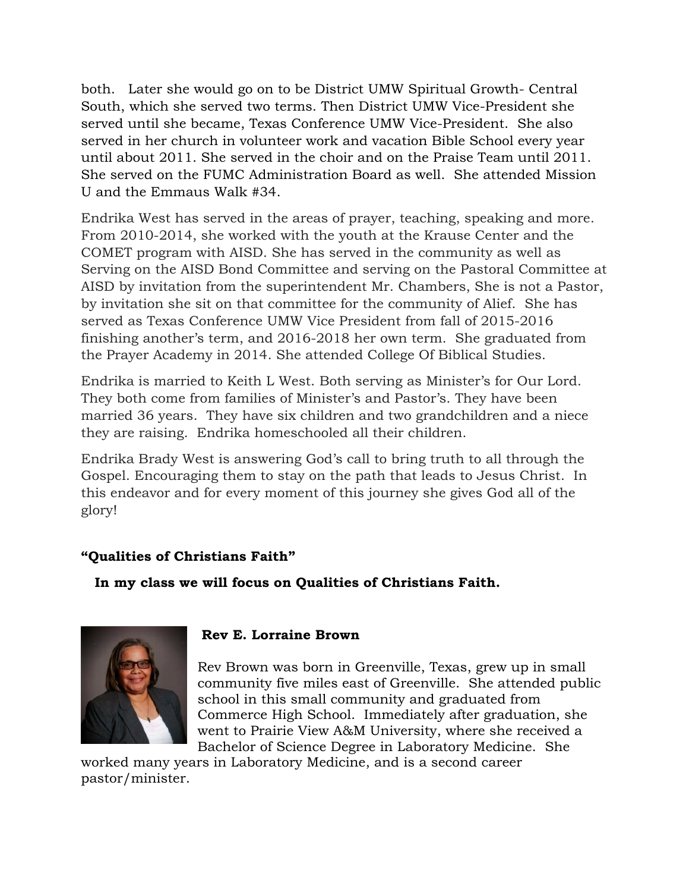both. Later she would go on to be District UMW Spiritual Growth- Central South, which she served two terms. Then District UMW Vice-President she served until she became, Texas Conference UMW Vice-President. She also served in her church in volunteer work and vacation Bible School every year until about 2011. She served in the choir and on the Praise Team until 2011. She served on the FUMC Administration Board as well. She attended Mission U and the Emmaus Walk #34.

Endrika West has served in the areas of prayer, teaching, speaking and more. From 2010-2014, she worked with the youth at the Krause Center and the COMET program with AISD. She has served in the community as well as Serving on the AISD Bond Committee and serving on the Pastoral Committee at AISD by invitation from the superintendent Mr. Chambers, She is not a Pastor, by invitation she sit on that committee for the community of Alief. She has served as Texas Conference UMW Vice President from fall of 2015-2016 finishing another's term, and 2016-2018 her own term. She graduated from the Prayer Academy in 2014. She attended College Of Biblical Studies.

Endrika is married to Keith L West. Both serving as Minister's for Our Lord. They both come from families of Minister's and Pastor's. They have been married 36 years. They have six children and two grandchildren and a niece they are raising. Endrika homeschooled all their children.

Endrika Brady West is answering God's call to bring truth to all through the Gospel. Encouraging them to stay on the path that leads to Jesus Christ. In this endeavor and for every moment of this journey she gives God all of the glory!

**"Qualities of Christians Faith"**

**In my class we will focus on Qualities of Christians Faith.**

**Rev E. Lorraine Brown**

Rev Brown was born in Greenville, Texas, grew up in small community five miles east of Greenville. She attended public school in this small community and graduated from Commerce High School. Immediately after graduation, she went to Prairie View A&M University, where she received a Bachelor of Science Degree in Laboratory Medicine. She worked many years in Laboratory Medicine, and is a second career pastor/minister.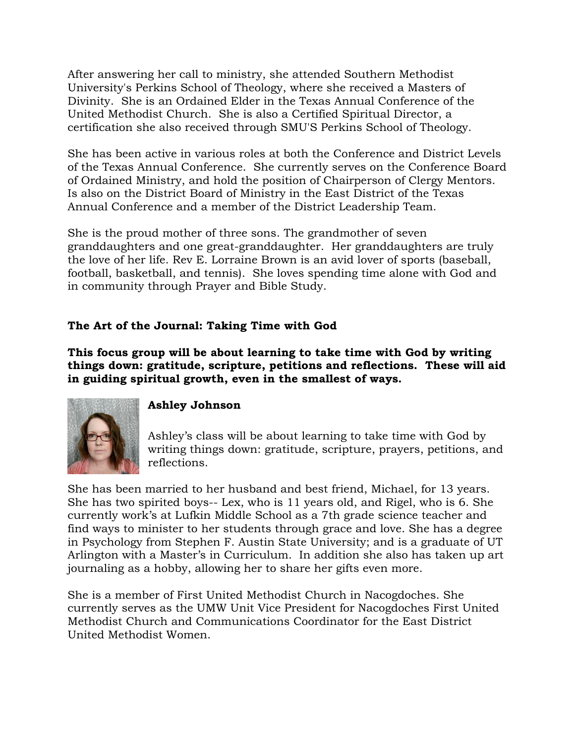After answering her call to ministry, she attended Southern Methodist University's Perkins School of Theology, where she received a Masters of Divinity. She is an Ordained Elder in the Texas Annual Conference of the United Methodist Church. She is also a Certified Spiritual Director, a certification she also received through SMU'S Perkins School of Theology.

She has been active in various roles at both the Conference and District Levels of the Texas Annual Conference. She currently serves on the Conference Board of Ordained Ministry, and hold the position of Chairperson of Clergy Mentors. Is also on the District Board of Ministry in the East District of the Texas Annual Conference and a member of the District Leadership Team.

She is the proud mother of three sons. The grandmother of seven granddaughters and one great-granddaughter. Her granddaughters are truly the love of her life. Rev E. Lorraine Brown is an avid lover of sports (baseball, football, basketball, and tennis). She loves spending time alone with God and in community through Prayer and Bible Study.

**The Art of the Journal: Taking Time with God**

**This focus group will be about learning to take time with God by writing things down: gratitude, scripture, petitions and reflections. These will aid in guiding spiritual growth, even in the smallest of ways.**

**Ashley Johnson**

Ashley's class will be about learning to take time with God by writing things down: gratitude, scripture, prayers, petitions, and reflections.

She has been married to her husband and best friend, Michael, for 13 years. She has two spirited boys-- Lex, who is 11 years old, and Rigel, who is 6. She currently work's at Lufkin Middle School as a 7th grade science teacher and find ways to minister to her students through grace and love. She has a degree in Psychology from Stephen F. Austin State University; and is a graduate of UT Arlington with a Master's in Curriculum. In addition she also has taken up art journaling as a hobby, allowing her to share her gifts even more.

She is a member of First United Methodist Church in Nacogdoches. She currently serves as the UMW Unit Vice President for Nacogdoches First United Methodist Church and Communications Coordinator for the East District United Methodist Women.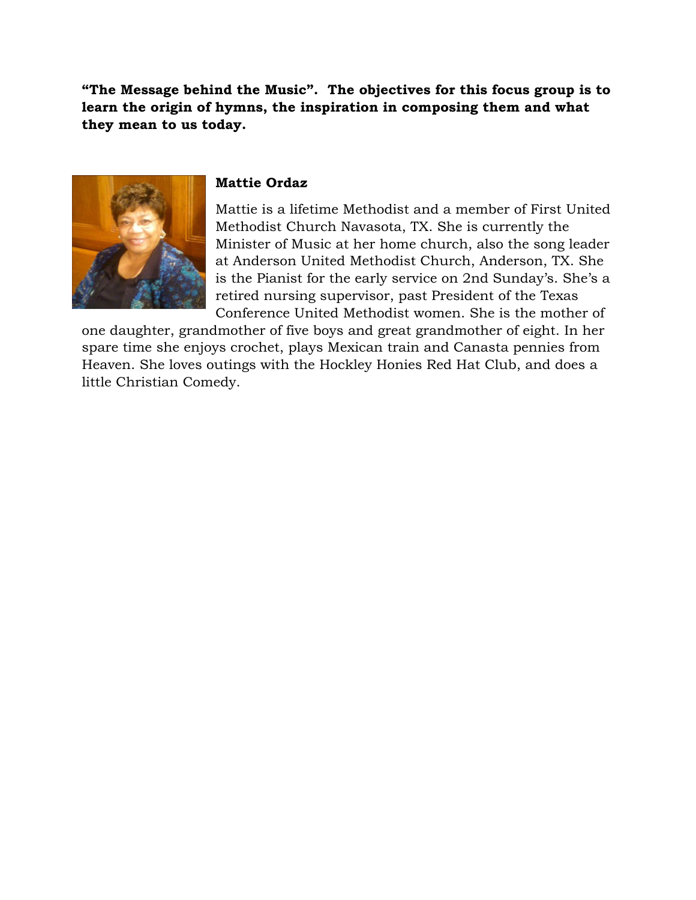**“The Message behind the Music”. The objectives for this focus group is to learn the origin of hymns, the inspiration in composing them and what they mean to us today.**

**Mattie Ordaz**

Mattie is a lifetime Methodist and a member of First United Methodist Church Navasota, TX. She is currently the Minister of Music at her home church, also the song leader at Anderson United Methodist Church, Anderson, TX. She is the Pianist for the early service on 2nd Sunday’s. She’s a retired nursing supervisor, past President of the Texas Conference United Methodist women. She is the mother of one daughter, grandmother of five boys and great grandmother of eight. In her spare time she enjoys crochet, plays Mexican train and Canasta pennies from Heaven. She loves outings with the Hockley Honies Red Hat Club, and does a little Christian Comedy.